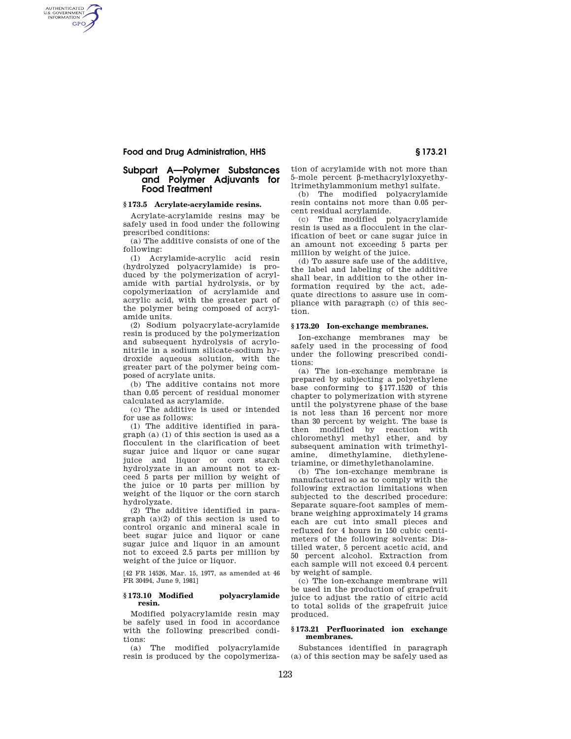## Subpart A—Polymer Substances and Polymer Adjuvants for Food Treatment

### § 173.5 Acrylate-acrylamide resins.

Acrylate-acrylamide resins may be safely used in food under the following prescribed conditions:

(a) The additive consists of one of the following:

(1) Acrylamide-acrylic acid resin (hydrolyzed polyacrylamide) is produced by the polymerization of acrylamide with partial hydrolysis, or by copolymerization of acrylamide and acrylic acid, with the greater part of the polymer being composed of acrylamide units.

(2) Sodium polyacrylate-acrylamide resin is produced by the polymerization and subsequent hydrolysis of acrylonitrile in a sodium silicate-sodium hydroxide aqueous solution, with the greater part of the polymer being composed of acrylate units.

(b) The additive contains not more than 0.05 percent of residual monomer calculated as acrylamide.

(c) The additive is used or intended for use as follows:

(1) The additive identified in paragraph (a) (1) of this section is used as a flocculent in the clarification of beet sugar juice and liquor or cane sugar juice and liquor or corn starch hydrolyzate in an amount not to exceed 5 parts per million by weight of the juice or 10 parts per million by weight of the liquor or the corn starch hydrolyzate.

(2) The additive identified in paragraph (a)(2) of this section is used to control organic and mineral scale in beet sugar juice and liquor or cane sugar juice and liquor in an amount not to exceed 2.5 parts per million by weight of the juice or liquor.

[42 FR 14526, Mar. 15, 1977, as amended at 46 FR 30494, June 9, 1981]

### § 173.10 Modified polyacrylamide resin.

Modified polyacrylamide resin may be safely used in food in accordance with the following prescribed conditions:

(a) The modified polyacrylamide resin is produced by the copolymerization of acrylamide with not more than 5–mole percent β-methacrylyloxyethyltrimethylammonium methyl sulfate.

(b) The modified polyacrylamide resin contains not more than 0.05 percent residual acrylamide.

(c) The modified polyacrylamide resin is used as a flocculent in the clarification of beet or cane sugar juice in an amount not exceeding 5 parts per million by weight of the juice.

(d) To assure safe use of the additive, the label and labeling of the additive shall bear, in addition to the other information required by the act, adequate directions to assure use in compliance with paragraph (c) of this section.

### § 173.20 Ion-exchange membranes.

Ion-exchange membranes may be safely used in the processing of food under the following prescribed conditions:

(a) The ion-exchange membrane is prepared by subjecting a polyethylene base conforming to § 177.1520 of this chapter to polymerization with styrene until the polystyrene phase of the base is not less than 16 percent nor more than 30 percent by weight. The base is then modified by reaction with chloromethyl methyl ether, and by subsequent amination with trimethylamine, dimethylamine, diethylenetriamine, or dimethylethanolamine.

(b) The ion-exchange membrane is manufactured so as to comply with the following extraction limitations when subjected to the described procedure: Separate square-foot samples of membrane weighing approximately 14 grams each are cut into small pieces and refluxed for 4 hours in 150 cubic centimeters of the following solvents: Distilled water, 5 percent acetic acid, and 50 percent alcohol. Extraction from each sample will not exceed 0.4 percent by weight of sample.

(c) The ion-exchange membrane will be used in the production of grapefruit juice to adjust the ratio of citric acid to total solids of the grapefruit juice produced.

### § 173.21 Perfluorinated ion exchange membranes.

Substances identified in paragraph (a) of this section may be safely used as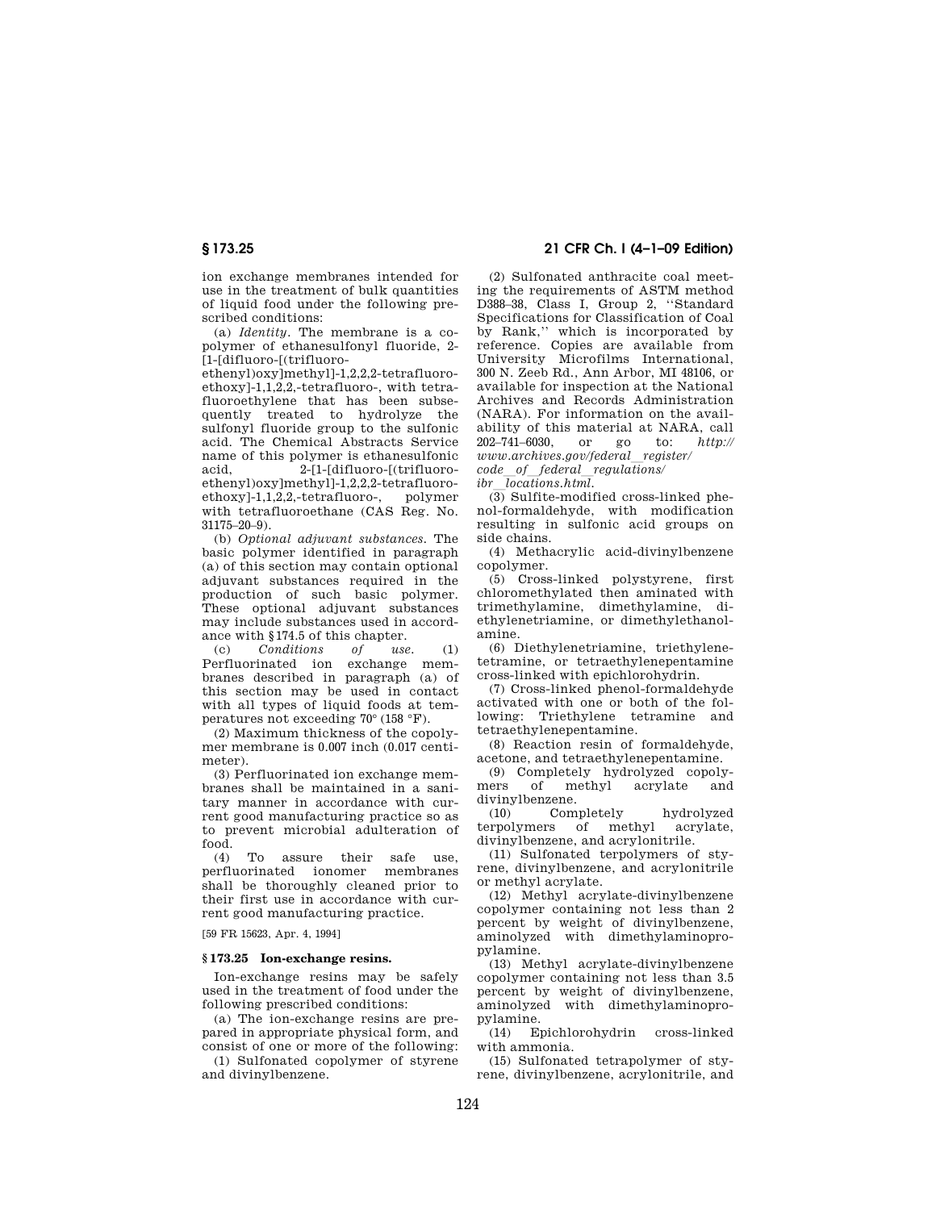ion exchange membranes intended for use in the treatment of bulk quantities of liquid food under the following prescribed conditions:

(a) *Identity*. The membrane is a copolymer of ethanesulfonyl fluoride, 2-[1-[difluoro-[(trifluoroethenyl)oxy]methyl]-1,2,2,2-tetrafluoroethoxy]-1,1,2,2,-tetrafluoro-, with tetrafluoroethylene that has been subsequently treated to hydrolyze the sulfonyl fluoride group to the sulfonic acid. The Chemical Abstracts Service name of this polymer is ethanesulfonic acid, 2-[1-[difluoro-[(trifluoroethenyl)oxy]methyl]-1,2,2,2-tetrafluoroethoxy]-1,1,2,2,-tetrafluoro-, polymer with tetrafluoroethane (CAS Reg. No. 31175–20–9).

(b) *Optional adjuvant substances*. The basic polymer identified in paragraph (a) of this section may contain optional adjuvant substances required in the production of such basic polymer. These optional adjuvant substances may include substances used in accordance with §174.5 of this chapter.

(c) *Conditions of use*. (1) Perfluorinated ion exchange membranes described in paragraph (a) of this section may be used in contact with all types of liquid foods at temperatures not exceeding 70° (158 °F).

(2) Maximum thickness of the copolymer membrane is 0.007 inch (0.017 centimeter).

(3) Perfluorinated ion exchange membranes shall be maintained in a sanitary manner in accordance with current good manufacturing practice so as to prevent microbial adulteration of food.

(4) To assure their safe use, perfluorinated ionomer membranes shall be thoroughly cleaned prior to their first use in accordance with current good manufacturing practice.

[59 FR 15623, Apr. 4, 1994]

## §173.25 Ion-exchange resins.

Ion-exchange resins may be safely used in the treatment of food under the following prescribed conditions:

(a) The ion-exchange resins are prepared in appropriate physical form, and consist of one or more of the following:

(1) Sulfonated copolymer of styrene and divinylbenzene.

(2) Sulfonated anthracite coal meeting the requirements of ASTM method D388–38, Class I, Group 2, "Standard Specifications for Classification of Coal by Rank," which is incorporated by reference. Copies are available from University Microfilms International, 300 N. Zeeb Rd., Ann Arbor, MI 48106, or available for inspection at the National Archives and Records Administration (NARA). For information on the availability of this material at NARA, call 202–741–6030, or go to: *http://www.archives.gov/federal_register/code_of_federal_regulations/ibr_locations.html.*

(3) Sulfite-modified cross-linked phenol-formaldehyde, with modification resulting in sulfonic acid groups on side chains.

(4) Methacrylic acid-divinylbenzene copolymer.

(5) Cross-linked polystyrene, first chloromethylated then aminated with trimethylamine, dimethylamine, diethylenetriamine, or dimethylethanolamine.

(6) Diethylenetriamine, triethylenetetramine, or tetraethylenepentamine cross-linked with epichlorohydrin.

(7) Cross-linked phenol-formaldehyde activated with one or both of the following: Triethylene tetramine and tetraethylenepentamine.

(8) Reaction resin of formaldehyde, acetone, and tetraethylenepentamine.

(9) Completely hydrolyzed copolymers of methyl acrylate and divinylbenzene.

(10) Completely hydrolyzed terpolymers of methyl acrylate, divinylbenzene, and acrylonitrile.

(11) Sulfonated terpolymers of styrene, divinylbenzene, and acrylonitrile or methyl acrylate.

(12) Methyl acrylate-divinylbenzene copolymer containing not less than 2 percent by weight of divinylbenzene, aminolyzed with dimethylaminopropylamine.

(13) Methyl acrylate-divinylbenzene copolymer containing not less than 3.5 percent by weight of divinylbenzene, aminolyzed with dimethylaminopropylamine.

(14) Epichlorohydrin cross-linked with ammonia.

(15) Sulfonated tetrapolymer of styrene, divinylbenzene, acrylonitrile, and